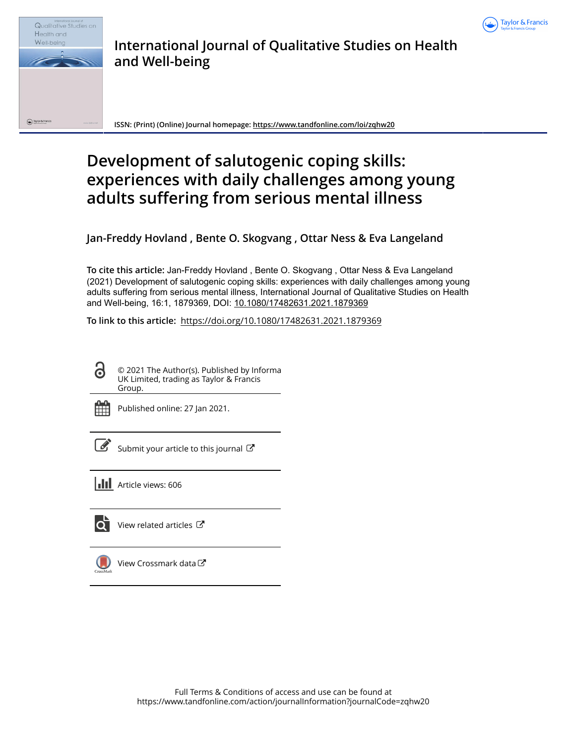International Journal of Qualitative Studies on Health and Well-being

ISSN: (Print) (Online) Journal homepage: https://www.tandfonline.com/loi/zqhw20

# Development of salutogenic coping skills: experiences with daily challenges among young adults suffering from serious mental illness

**Jan-Freddy Hovland , Bente O. Skogvang , Ottar Ness & Eva Langeland**

**To cite this article:** Jan-Freddy Hovland , Bente O. Skogvang , Ottar Ness & Eva Langeland (2021) Development of salutogenic coping skills: experiences with daily challenges among young adults suffering from serious mental illness, International Journal of Qualitative Studies on Health and Well-being, 16:1, 1879369, DOI: 10.1080/17482631.2021.1879369

**To link to this article:** https://doi.org/10.1080/17482631.2021.1879369

© 2021 The Author(s). Published by Informa UK Limited, trading as Taylor & Francis Group.

Published online: 27 Jan 2021.

Submit your article to this journal

Article views: 606

View related articles

View Crossmark data

Full Terms & Conditions of access and use can be found at https://www.tandfonline.com/action/journalInformation?journalCode=zqhw20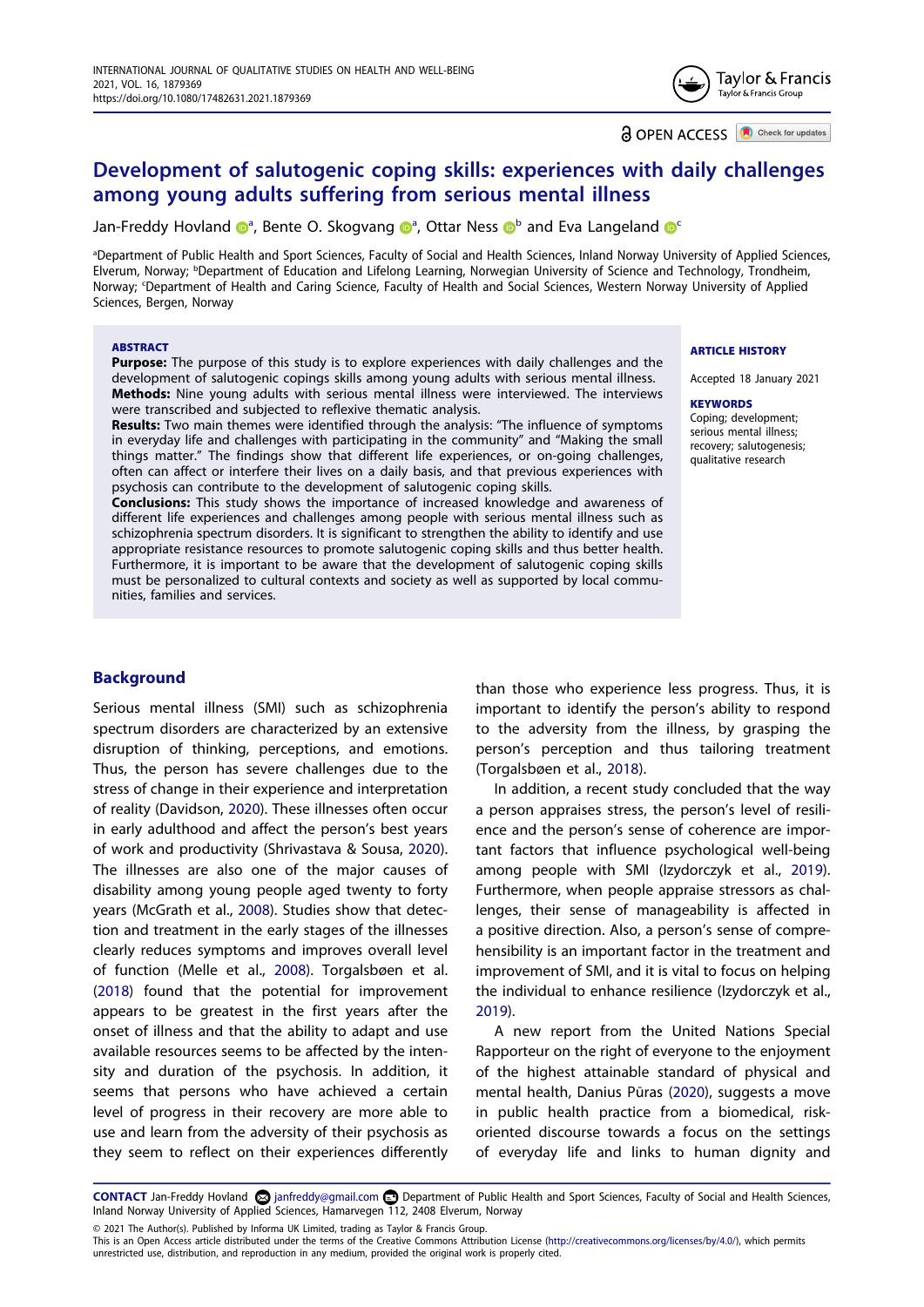# Development of salutogenic coping skills: experiences with daily challenges among young adults suffering from serious mental illness

Jan-Freddy Hovland[a], Bente O. Skogvang[a], Ottar Ness[b] and Eva Langeland[c]

[a]Department of Public Health and Sport Sciences, Faculty of Social and Health Sciences, Inland Norway University of Applied Sciences, Elverum, Norway; [b]Department of Education and Lifelong Learning, Norwegian University of Science and Technology, Trondheim, Norway; [c]Department of Health and Caring Science, Faculty of Health and Social Sciences, Western Norway University of Applied Sciences, Bergen, Norway

**ABSTRACT**

**Purpose:** The purpose of this study is to explore experiences with daily challenges and the development of salutogenic copings skills among young adults with serious mental illness.
**Methods:** Nine young adults with serious mental illness were interviewed. The interviews were transcribed and subjected to reflexive thematic analysis.
**Results:** Two main themes were identified through the analysis: "The influence of symptoms in everyday life and challenges with participating in the community" and "Making the small things matter." The findings show that different life experiences, or on-going challenges, often can affect or interfere their lives on a daily basis, and that previous experiences with psychosis can contribute to the development of salutogenic coping skills.
**Conclusions:** This study shows the importance of increased knowledge and awareness of different life experiences and challenges among people with serious mental illness such as schizophrenia spectrum disorders. It is significant to strengthen the ability to identify and use appropriate resistance resources to promote salutogenic coping skills and thus better health. Furthermore, it is important to be aware that the development of salutogenic coping skills must be personalized to cultural contexts and society as well as supported by local communities, families and services.

**ARTICLE HISTORY**

Accepted 18 January 2021

**KEYWORDS**

Coping; development; serious mental illness; recovery; salutogenesis; qualitative research

## Background

Serious mental illness (SMI) such as schizophrenia spectrum disorders are characterized by an extensive disruption of thinking, perceptions, and emotions. Thus, the person has severe challenges due to the stress of change in their experience and interpretation of reality (Davidson, 2020). These illnesses often occur in early adulthood and affect the person's best years of work and productivity (Shrivastava & Sousa, 2020). The illnesses are also one of the major causes of disability among young people aged twenty to forty years (McGrath et al., 2008). Studies show that detection and treatment in the early stages of the illnesses clearly reduces symptoms and improves overall level of function (Melle et al., 2008). Torgalsbøen et al. (2018) found that the potential for improvement appears to be greatest in the first years after the onset of illness and that the ability to adapt and use available resources seems to be affected by the intensity and duration of the psychosis. In addition, it seems that persons who have achieved a certain level of progress in their recovery are more able to use and learn from the adversity of their psychosis as they seem to reflect on their experiences differently than those who experience less progress. Thus, it is important to identify the person's ability to respond to the adversity from the illness, by grasping the person's perception and thus tailoring treatment (Torgalsbøen et al., 2018).

In addition, a recent study concluded that the way a person appraises stress, the person's level of resilience and the person's sense of coherence are important factors that influence psychological well-being among people with SMI (Izydorczyk et al., 2019). Furthermore, when people appraise stressors as challenges, their sense of manageability is affected in a positive direction. Also, a person's sense of comprehensibility is an important factor in the treatment and improvement of SMI, and it is vital to focus on helping the individual to enhance resilience (Izydorczyk et al., 2019).

A new report from the United Nations Special Rapporteur on the right of everyone to the enjoyment of the highest attainable standard of physical and mental health, Danius Pūras (2020), suggests a move in public health practice from a biomedical, risk-oriented discourse towards a focus on the settings of everyday life and links to human dignity and

**CONTACT** Jan-Freddy Hovland janfreddy@gmail.com Department of Public Health and Sport Sciences, Faculty of Social and Health Sciences, Inland Norway University of Applied Sciences, Hamarvegen 112, 2408 Elverum, Norway

© 2021 The Author(s). Published by Informa UK Limited, trading as Taylor & Francis Group.
This is an Open Access article distributed under the terms of the Creative Commons Attribution License (http://creativecommons.org/licenses/by/4.0/), which permits unrestricted use, distribution, and reproduction in any medium, provided the original work is properly cited.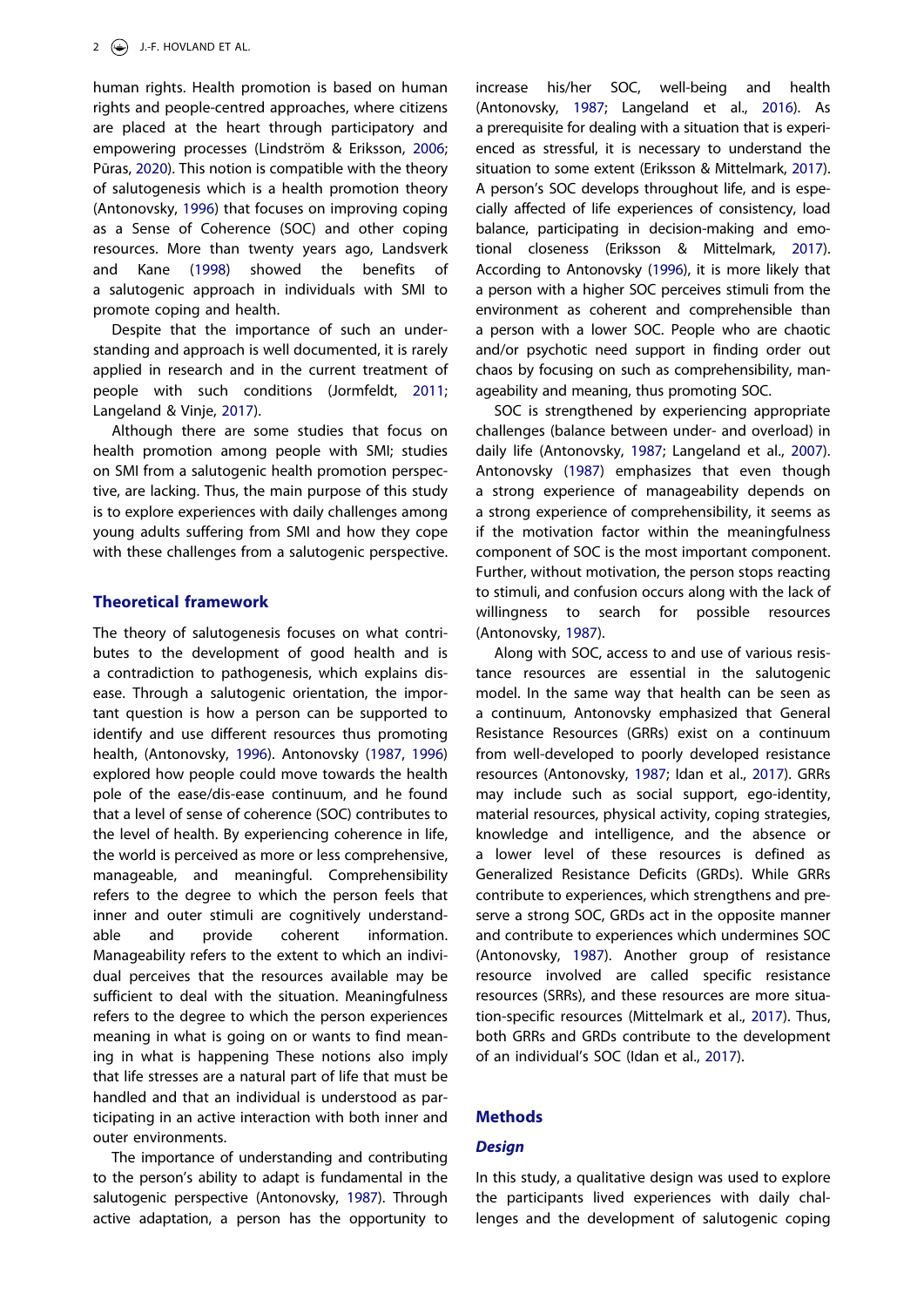human rights. Health promotion is based on human rights and people-centred approaches, where citizens are placed at the heart through participatory and empowering processes (Lindström & Eriksson, 2006; Pūras, 2020). This notion is compatible with the theory of salutogenesis which is a health promotion theory (Antonovsky, 1996) that focuses on improving coping as a Sense of Coherence (SOC) and other coping resources. More than twenty years ago, Landsverk and Kane (1998) showed the benefits of a salutogenic approach in individuals with SMI to promote coping and health.

Despite that the importance of such an understanding and approach is well documented, it is rarely applied in research and in the current treatment of people with such conditions (Jormfeldt, 2011; Langeland & Vinje, 2017).

Although there are some studies that focus on health promotion among people with SMI; studies on SMI from a salutogenic health promotion perspective, are lacking. Thus, the main purpose of this study is to explore experiences with daily challenges among young adults suffering from SMI and how they cope with these challenges from a salutogenic perspective.

## Theoretical framework

The theory of salutogenesis focuses on what contributes to the development of good health and is a contradiction to pathogenesis, which explains disease. Through a salutogenic orientation, the important question is how a person can be supported to identify and use different resources thus promoting health, (Antonovsky, 1996). Antonovsky (1987, 1996) explored how people could move towards the health pole of the ease/dis-ease continuum, and he found that a level of sense of coherence (SOC) contributes to the level of health. By experiencing coherence in life, the world is perceived as more or less comprehensive, manageable, and meaningful. Comprehensibility refers to the degree to which the person feels that inner and outer stimuli are cognitively understandable and provide coherent information. Manageability refers to the extent to which an individual perceives that the resources available may be sufficient to deal with the situation. Meaningfulness refers to the degree to which the person experiences meaning in what is going on or wants to find meaning in what is happening These notions also imply that life stresses are a natural part of life that must be handled and that an individual is understood as participating in an active interaction with both inner and outer environments.

The importance of understanding and contributing to the person's ability to adapt is fundamental in the salutogenic perspective (Antonovsky, 1987). Through active adaptation, a person has the opportunity to increase his/her SOC, well-being and health (Antonovsky, 1987; Langeland et al., 2016). As a prerequisite for dealing with a situation that is experienced as stressful, it is necessary to understand the situation to some extent (Eriksson & Mittelmark, 2017). A person's SOC develops throughout life, and is especially affected of life experiences of consistency, load balance, participating in decision-making and emotional closeness (Eriksson & Mittelmark, 2017). According to Antonovsky (1996), it is more likely that a person with a higher SOC perceives stimuli from the environment as coherent and comprehensible than a person with a lower SOC. People who are chaotic and/or psychotic need support in finding order out chaos by focusing on such as comprehensibility, manageability and meaning, thus promoting SOC.

SOC is strengthened by experiencing appropriate challenges (balance between under- and overload) in daily life (Antonovsky, 1987; Langeland et al., 2007). Antonovsky (1987) emphasizes that even though a strong experience of manageability depends on a strong experience of comprehensibility, it seems as if the motivation factor within the meaningfulness component of SOC is the most important component. Further, without motivation, the person stops reacting to stimuli, and confusion occurs along with the lack of willingness to search for possible resources (Antonovsky, 1987).

Along with SOC, access to and use of various resistance resources are essential in the salutogenic model. In the same way that health can be seen as a continuum, Antonovsky emphasized that General Resistance Resources (GRRs) exist on a continuum from well-developed to poorly developed resistance resources (Antonovsky, 1987; Idan et al., 2017). GRRs may include such as social support, ego-identity, material resources, physical activity, coping strategies, knowledge and intelligence, and the absence or a lower level of these resources is defined as Generalized Resistance Deficits (GRDs). While GRRs contribute to experiences, which strengthens and preserve a strong SOC, GRDs act in the opposite manner and contribute to experiences which undermines SOC (Antonovsky, 1987). Another group of resistance resource involved are called specific resistance resources (SRRs), and these resources are more situation-specific resources (Mittelmark et al., 2017). Thus, both GRRs and GRDs contribute to the development of an individual's SOC (Idan et al., 2017).

## Methods

### Design

In this study, a qualitative design was used to explore the participants lived experiences with daily challenges and the development of salutogenic coping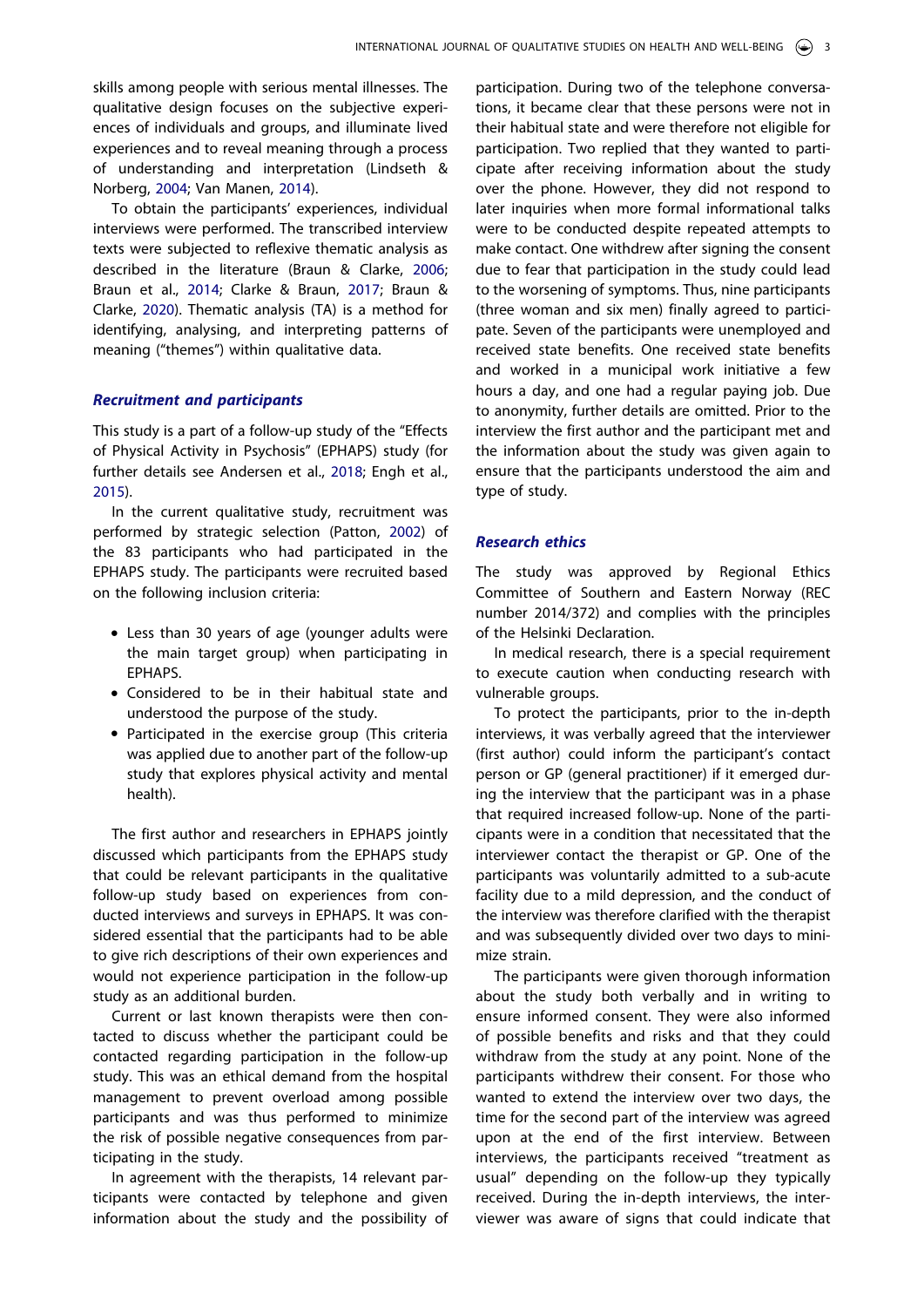skills among people with serious mental illnesses. The qualitative design focuses on the subjective experiences of individuals and groups, and illuminate lived experiences and to reveal meaning through a process of understanding and interpretation (Lindseth & Norberg, 2004; Van Manen, 2014).

To obtain the participants' experiences, individual interviews were performed. The transcribed interview texts were subjected to reflexive thematic analysis as described in the literature (Braun & Clarke, 2006; Braun et al., 2014; Clarke & Braun, 2017; Braun & Clarke, 2020). Thematic analysis (TA) is a method for identifying, analysing, and interpreting patterns of meaning ("themes") within qualitative data.

### *Recruitment and participants*

This study is a part of a follow-up study of the "Effects of Physical Activity in Psychosis" (EPHAPS) study (for further details see Andersen et al., 2018; Engh et al., 2015).

In the current qualitative study, recruitment was performed by strategic selection (Patton, 2002) of the 83 participants who had participated in the EPHAPS study. The participants were recruited based on the following inclusion criteria:

- Less than 30 years of age (younger adults were the main target group) when participating in EPHAPS.
- Considered to be in their habitual state and understood the purpose of the study.
- Participated in the exercise group (This criteria was applied due to another part of the follow-up study that explores physical activity and mental health).

The first author and researchers in EPHAPS jointly discussed which participants from the EPHAPS study that could be relevant participants in the qualitative follow-up study based on experiences from conducted interviews and surveys in EPHAPS. It was considered essential that the participants had to be able to give rich descriptions of their own experiences and would not experience participation in the follow-up study as an additional burden.

Current or last known therapists were then contacted to discuss whether the participant could be contacted regarding participation in the follow-up study. This was an ethical demand from the hospital management to prevent overload among possible participants and was thus performed to minimize the risk of possible negative consequences from participating in the study.

In agreement with the therapists, 14 relevant participants were contacted by telephone and given information about the study and the possibility of participation. During two of the telephone conversations, it became clear that these persons were not in their habitual state and were therefore not eligible for participation. Two replied that they wanted to participate after receiving information about the study over the phone. However, they did not respond to later inquiries when more formal informational talks were to be conducted despite repeated attempts to make contact. One withdrew after signing the consent due to fear that participation in the study could lead to the worsening of symptoms. Thus, nine participants (three woman and six men) finally agreed to participate. Seven of the participants were unemployed and received state benefits. One received state benefits and worked in a municipal work initiative a few hours a day, and one had a regular paying job. Due to anonymity, further details are omitted. Prior to the interview the first author and the participant met and the information about the study was given again to ensure that the participants understood the aim and type of study.

### *Research ethics*

The study was approved by Regional Ethics Committee of Southern and Eastern Norway (REC number 2014/372) and complies with the principles of the Helsinki Declaration.

In medical research, there is a special requirement to execute caution when conducting research with vulnerable groups.

To protect the participants, prior to the in-depth interviews, it was verbally agreed that the interviewer (first author) could inform the participant's contact person or GP (general practitioner) if it emerged during the interview that the participant was in a phase that required increased follow-up. None of the participants were in a condition that necessitated that the interviewer contact the therapist or GP. One of the participants was voluntarily admitted to a sub-acute facility due to a mild depression, and the conduct of the interview was therefore clarified with the therapist and was subsequently divided over two days to minimize strain.

The participants were given thorough information about the study both verbally and in writing to ensure informed consent. They were also informed of possible benefits and risks and that they could withdraw from the study at any point. None of the participants withdrew their consent. For those who wanted to extend the interview over two days, the time for the second part of the interview was agreed upon at the end of the first interview. Between interviews, the participants received "treatment as usual" depending on the follow-up they typically received. During the in-depth interviews, the interviewer was aware of signs that could indicate that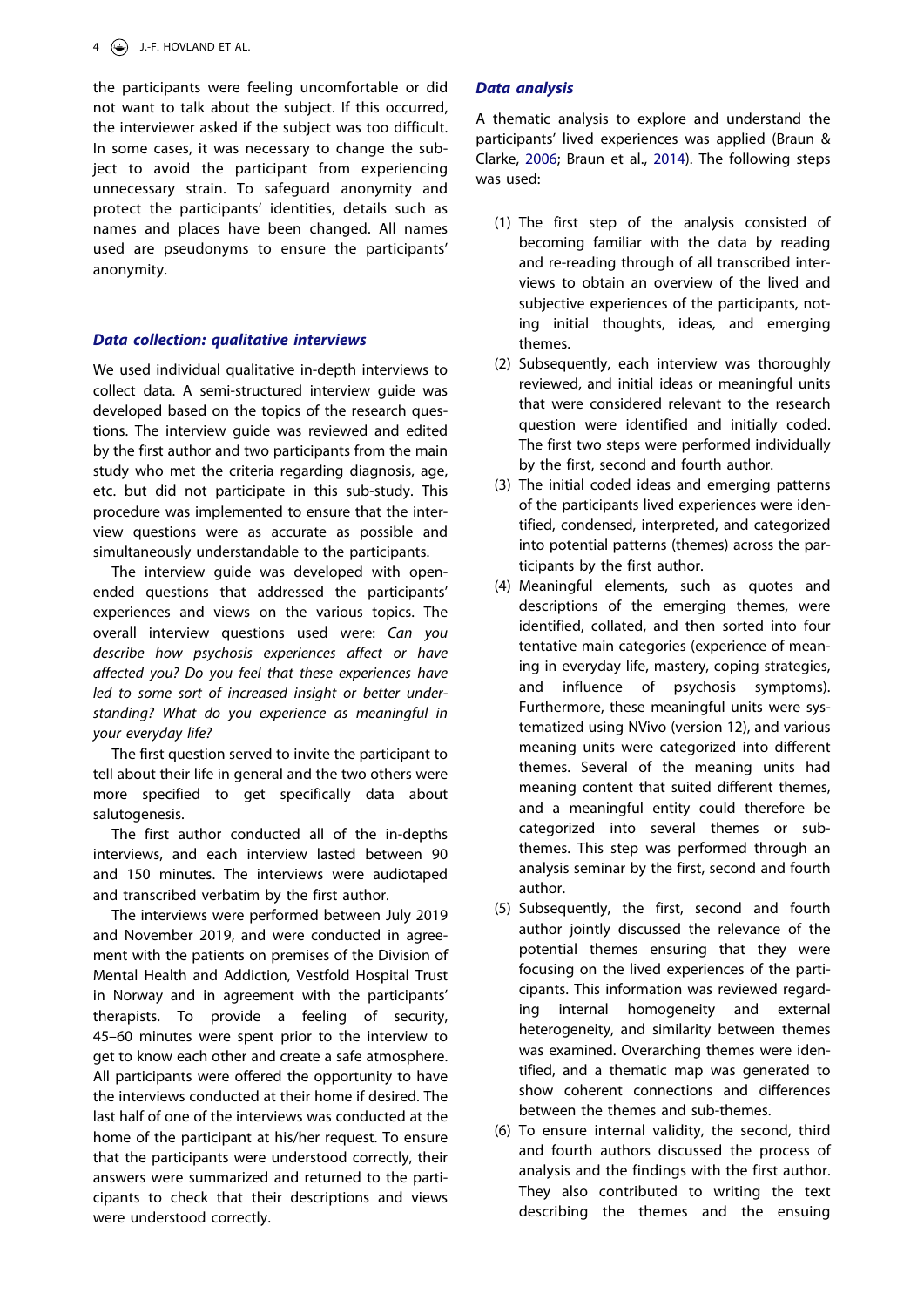the participants were feeling uncomfortable or did not want to talk about the subject. If this occurred, the interviewer asked if the subject was too difficult. In some cases, it was necessary to change the subject to avoid the participant from experiencing unnecessary strain. To safeguard anonymity and protect the participants' identities, details such as names and places have been changed. All names used are pseudonyms to ensure the participants' anonymity.

### *Data collection: qualitative interviews*

We used individual qualitative in-depth interviews to collect data. A semi-structured interview guide was developed based on the topics of the research questions. The interview guide was reviewed and edited by the first author and two participants from the main study who met the criteria regarding diagnosis, age, etc. but did not participate in this sub-study. This procedure was implemented to ensure that the interview questions were as accurate as possible and simultaneously understandable to the participants.

The interview guide was developed with open-ended questions that addressed the participants' experiences and views on the various topics. The overall interview questions used were: *Can you describe how psychosis experiences affect or have affected you? Do you feel that these experiences have led to some sort of increased insight or better understanding? What do you experience as meaningful in your everyday life?*

The first question served to invite the participant to tell about their life in general and the two others were more specified to get specifically data about salutogenesis.

The first author conducted all of the in-depths interviews, and each interview lasted between 90 and 150 minutes. The interviews were audiotaped and transcribed verbatim by the first author.

The interviews were performed between July 2019 and November 2019, and were conducted in agreement with the patients on premises of the Division of Mental Health and Addiction, Vestfold Hospital Trust in Norway and in agreement with the participants' therapists. To provide a feeling of security, 45–60 minutes were spent prior to the interview to get to know each other and create a safe atmosphere. All participants were offered the opportunity to have the interviews conducted at their home if desired. The last half of one of the interviews was conducted at the home of the participant at his/her request. To ensure that the participants were understood correctly, their answers were summarized and returned to the participants to check that their descriptions and views were understood correctly.

### *Data analysis*

A thematic analysis to explore and understand the participants' lived experiences was applied (Braun & Clarke, 2006; Braun et al., 2014). The following steps was used:

(1) The first step of the analysis consisted of becoming familiar with the data by reading and re-reading through of all transcribed interviews to obtain an overview of the lived and subjective experiences of the participants, noting initial thoughts, ideas, and emerging themes.
(2) Subsequently, each interview was thoroughly reviewed, and initial ideas or meaningful units that were considered relevant to the research question were identified and initially coded. The first two steps were performed individually by the first, second and fourth author.
(3) The initial coded ideas and emerging patterns of the participants lived experiences were identified, condensed, interpreted, and categorized into potential patterns (themes) across the participants by the first author.
(4) Meaningful elements, such as quotes and descriptions of the emerging themes, were identified, collated, and then sorted into four tentative main categories (experience of meaning in everyday life, mastery, coping strategies, and influence of psychosis symptoms). Furthermore, these meaningful units were systematized using NVivo (version 12), and various meaning units were categorized into different themes. Several of the meaning units had meaning content that suited different themes, and a meaningful entity could therefore be categorized into several themes or sub-themes. This step was performed through an analysis seminar by the first, second and fourth author.
(5) Subsequently, the first, second and fourth author jointly discussed the relevance of the potential themes ensuring that they were focusing on the lived experiences of the participants. This information was reviewed regarding internal homogeneity and external heterogeneity, and similarity between themes was examined. Overarching themes were identified, and a thematic map was generated to show coherent connections and differences between the themes and sub-themes.
(6) To ensure internal validity, the second, third and fourth authors discussed the process of analysis and the findings with the first author. They also contributed to writing the text describing the themes and the ensuing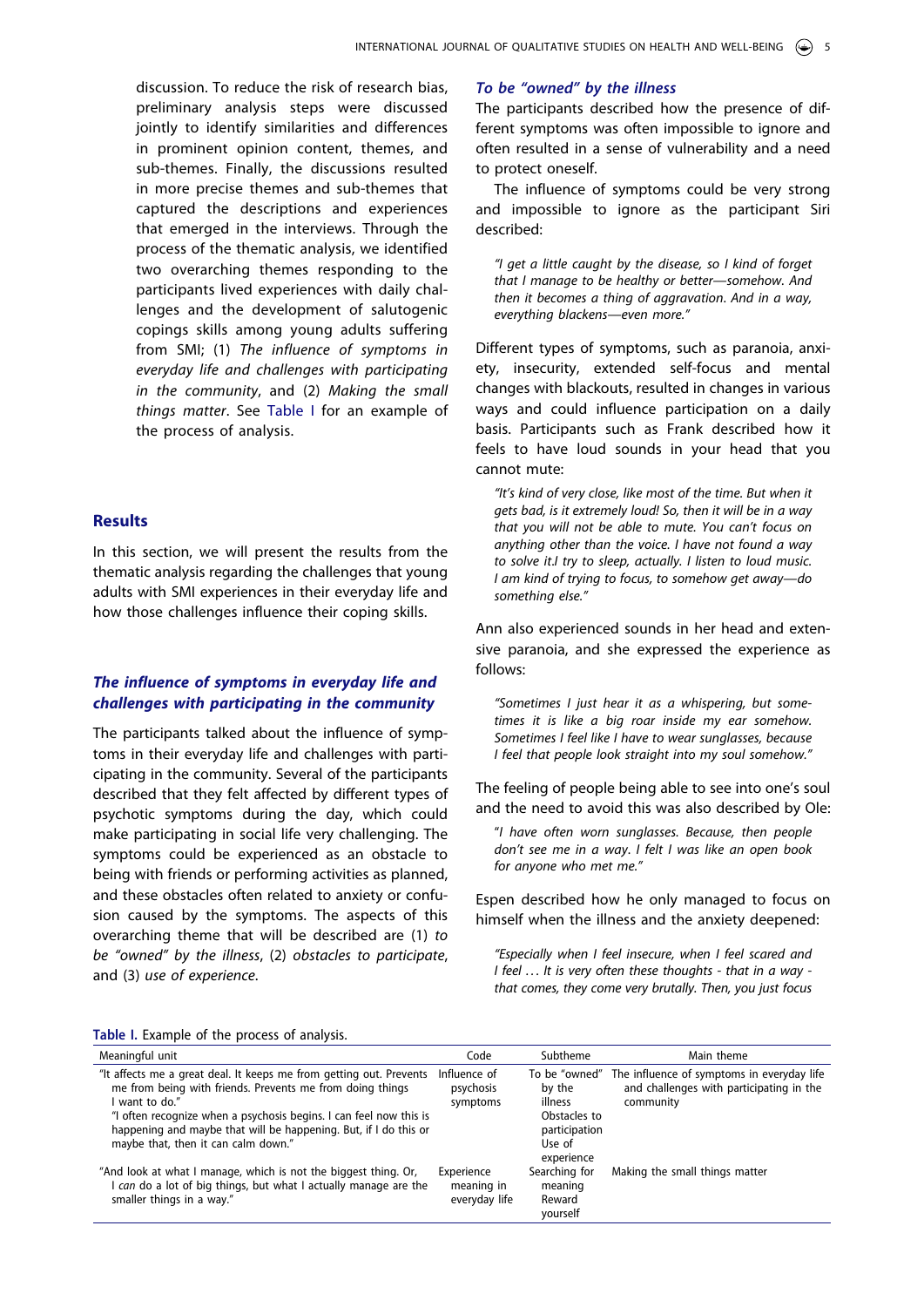discussion. To reduce the risk of research bias, preliminary analysis steps were discussed jointly to identify similarities and differences in prominent opinion content, themes, and sub-themes. Finally, the discussions resulted in more precise themes and sub-themes that captured the descriptions and experiences that emerged in the interviews. Through the process of the thematic analysis, we identified two overarching themes responding to the participants lived experiences with daily challenges and the development of salutogenic copings skills among young adults suffering from SMI; (1) *The influence of symptoms in everyday life and challenges with participating in the community*, and (2) *Making the small things matter*. See Table I for an example of the process of analysis.

## Results

In this section, we will present the results from the thematic analysis regarding the challenges that young adults with SMI experiences in their everyday life and how those challenges influence their coping skills.

### *The influence of symptoms in everyday life and challenges with participating in the community*

The participants talked about the influence of symptoms in their everyday life and challenges with participating in the community. Several of the participants described that they felt affected by different types of psychotic symptoms during the day, which could make participating in social life very challenging. The symptoms could be experienced as an obstacle to being with friends or performing activities as planned, and these obstacles often related to anxiety or confusion caused by the symptoms. The aspects of this overarching theme that will be described are (1) *to be "owned" by the illness*, (2) *obstacles to participate*, and (3) *use of experience*.

#### *To be "owned" by the illness*

The participants described how the presence of different symptoms was often impossible to ignore and often resulted in a sense of vulnerability and a need to protect oneself.

The influence of symptoms could be very strong and impossible to ignore as the participant Siri described:

> *"I get a little caught by the disease, so I kind of forget that I manage to be healthy or better—somehow. And then it becomes a thing of aggravation. And in a way, everything blackens—even more."*

Different types of symptoms, such as paranoia, anxiety, insecurity, extended self-focus and mental changes with blackouts, resulted in changes in various ways and could influence participation on a daily basis. Participants such as Frank described how it feels to have loud sounds in your head that you cannot mute:

> *"It's kind of very close, like most of the time. But when it gets bad, is it extremely loud! So, then it will be in a way that you will not be able to mute. You can't focus on anything other than the voice. I have not found a way to solve it.I try to sleep, actually. I listen to loud music. I am kind of trying to focus, to somehow get away—do something else."*

Ann also experienced sounds in her head and extensive paranoia, and she expressed the experience as follows:

> *"Sometimes I just hear it as a whispering, but sometimes it is like a big roar inside my ear somehow. Sometimes I feel like I have to wear sunglasses, because I feel that people look straight into my soul somehow."*

The feeling of people being able to see into one's soul and the need to avoid this was also described by Ole:

> "*I have often worn sunglasses. Because, then people don't see me in a way. I felt I was like an open book for anyone who met me.*"

Espen described how he only managed to focus on himself when the illness and the anxiety deepened:

> *"Especially when I feel insecure, when I feel scared and I feel … It is very often these thoughts - that in a way - that comes, they come very brutally. Then, you just focus*

**Table I.** Example of the process of analysis.

| Meaningful unit | Code | Subtheme | Main theme |
|---|---|---|---|
| "It affects me a great deal. It keeps me from getting out. Prevents me from being with friends. Prevents me from doing things I want to do."<br>"I often recognize when a psychosis begins. I can feel now this is happening and maybe that will be happening. But, if I do this or maybe that, then it can calm down." | Influence of psychosis symptoms | To be "owned" by the illness<br>Obstacles to participation<br>Use of experience | The influence of symptoms in everyday life and challenges with participating in the community |
| "And look at what I manage, which is not the biggest thing. Or, I *can* do a lot of big things, but what I actually manage are the smaller things in a way." | Experience meaning in everyday life | Searching for meaning<br>Reward yourself | Making the small things matter |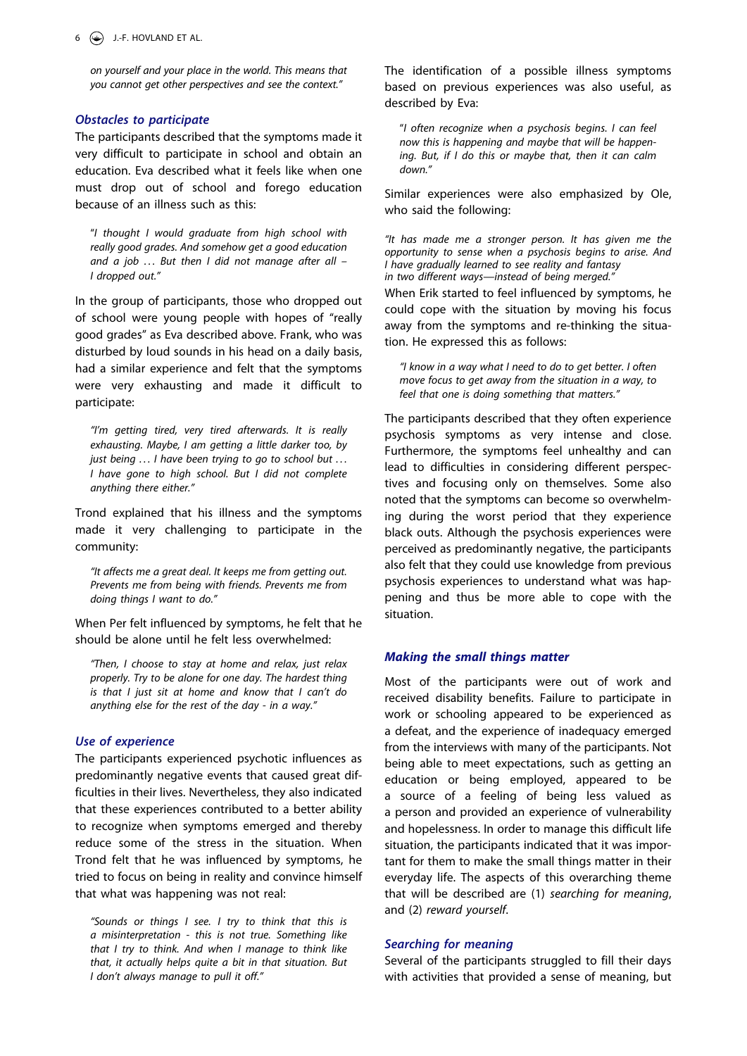on yourself and your place in the world. This means that you cannot get other perspectives and see the context."*

### *Obstacles to participate*

The participants described that the symptoms made it very difficult to participate in school and obtain an education. Eva described what it feels like when one must drop out of school and forego education because of an illness such as this:

> *"I thought I would graduate from high school with really good grades. And somehow get a good education and a job … But then I did not manage after all – I dropped out."*

In the group of participants, those who dropped out of school were young people with hopes of "really good grades" as Eva described above. Frank, who was disturbed by loud sounds in his head on a daily basis, had a similar experience and felt that the symptoms were very exhausting and made it difficult to participate:

> *"I'm getting tired, very tired afterwards. It is really exhausting. Maybe, I am getting a little darker too, by just being … I have been trying to go to school but … I have gone to high school. But I did not complete anything there either."*

Trond explained that his illness and the symptoms made it very challenging to participate in the community:

> *"It affects me a great deal. It keeps me from getting out. Prevents me from being with friends. Prevents me from doing things I want to do."*

When Per felt influenced by symptoms, he felt that he should be alone until he felt less overwhelmed:

> *"Then, I choose to stay at home and relax, just relax properly. Try to be alone for one day. The hardest thing is that I just sit at home and know that I can't do anything else for the rest of the day - in a way."*

### *Use of experience*

The participants experienced psychotic influences as predominantly negative events that caused great difficulties in their lives. Nevertheless, they also indicated that these experiences contributed to a better ability to recognize when symptoms emerged and thereby reduce some of the stress in the situation. When Trond felt that he was influenced by symptoms, he tried to focus on being in reality and convince himself that what was happening was not real:

> *"Sounds or things I see. I try to think that this is a misinterpretation - this is not true. Something like that I try to think. And when I manage to think like that, it actually helps quite a bit in that situation. But I don't always manage to pull it off."*

The identification of a possible illness symptoms based on previous experiences was also useful, as described by Eva:

> *"I often recognize when a psychosis begins. I can feel now this is happening and maybe that will be happening. But, if I do this or maybe that, then it can calm down."*

Similar experiences were also emphasized by Ole, who said the following:

> *"It has made me a stronger person. It has given me the opportunity to sense when a psychosis begins to arise. And I have gradually learned to see reality and fantasy in two different ways—instead of being merged."*

When Erik started to feel influenced by symptoms, he could cope with the situation by moving his focus away from the symptoms and re-thinking the situation. He expressed this as follows:

> *"I know in a way what I need to do to get better. I often move focus to get away from the situation in a way, to feel that one is doing something that matters."*

The participants described that they often experience psychosis symptoms as very intense and close. Furthermore, the symptoms feel unhealthy and can lead to difficulties in considering different perspectives and focusing only on themselves. Some also noted that the symptoms can become so overwhelming during the worst period that they experience black outs. Although the psychosis experiences were perceived as predominantly negative, the participants also felt that they could use knowledge from previous psychosis experiences to understand what was happening and thus be more able to cope with the situation.

## *Making the small things matter*

Most of the participants were out of work and received disability benefits. Failure to participate in work or schooling appeared to be experienced as a defeat, and the experience of inadequacy emerged from the interviews with many of the participants. Not being able to meet expectations, such as getting an education or being employed, appeared to be a source of a feeling of being less valued as a person and provided an experience of vulnerability and hopelessness. In order to manage this difficult life situation, the participants indicated that it was important for them to make the small things matter in their everyday life. The aspects of this overarching theme that will be described are (1) *searching for meaning*, and (2) *reward yourself*.

### *Searching for meaning*

Several of the participants struggled to fill their days with activities that provided a sense of meaning, but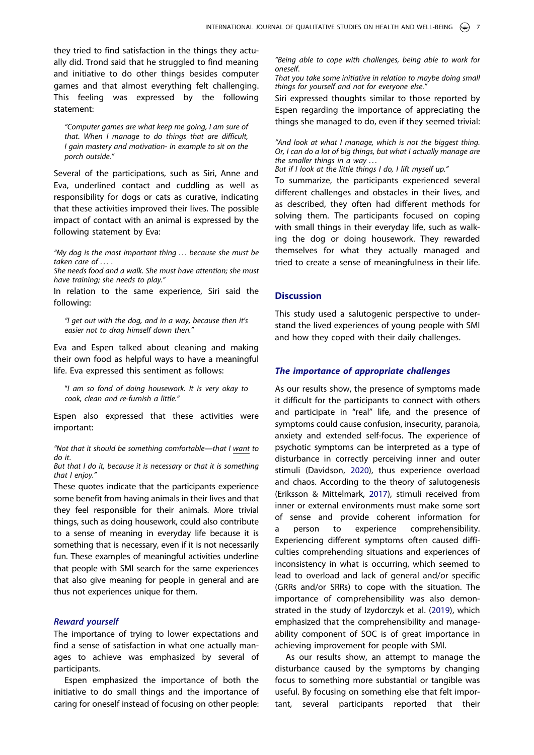they tried to find satisfaction in the things they actually did. Trond said that he struggled to find meaning and initiative to do other things besides computer games and that almost everything felt challenging. This feeling was expressed by the following statement:

> *"Computer games are what keep me going, I am sure of that. When I manage to do things that are difficult, I gain mastery and motivation- in example to sit on the porch outside."*

Several of the participations, such as Siri, Anne and Eva, underlined contact and cuddling as well as responsibility for dogs or cats as curative, indicating that these activities improved their lives. The possible impact of contact with an animal is expressed by the following statement by Eva:

> *"My dog is the most important thing … because she must be taken care of … .*
> *She needs food and a walk. She must have attention; she must have training; she needs to play."*

In relation to the same experience, Siri said the following:

> *"I get out with the dog, and in a way, because then it's easier not to drag himself down then."*

Eva and Espen talked about cleaning and making their own food as helpful ways to have a meaningful life. Eva expressed this sentiment as follows:

> *"I am so fond of doing housework. It is very okay to cook, clean and re-furnish a little."*

Espen also expressed that these activities were important:

> *"Not that it should be something comfortable—that I want to do it.*
> *But that I do it, because it is necessary or that it is something that I enjoy."*

These quotes indicate that the participants experience some benefit from having animals in their lives and that they feel responsible for their animals. More trivial things, such as doing housework, could also contribute to a sense of meaning in everyday life because it is something that is necessary, even if it is not necessarily fun. These examples of meaningful activities underline that people with SMI search for the same experiences that also give meaning for people in general and are thus not experiences unique for them.

### *Reward yourself*

The importance of trying to lower expectations and find a sense of satisfaction in what one actually manages to achieve was emphasized by several of participants.

Espen emphasized the importance of both the initiative to do small things and the importance of caring for oneself instead of focusing on other people:

> *"Being able to cope with challenges, being able to work for oneself.*
> *That you take some initiative in relation to maybe doing small things for yourself and not for everyone else."*

Siri expressed thoughts similar to those reported by Espen regarding the importance of appreciating the things she managed to do, even if they seemed trivial:

> *"And look at what I manage, which is not the biggest thing. Or, I can do a lot of big things, but what I actually manage are the smaller things in a way …*
> *But if I look at the little things I do, I lift myself up."*

To summarize, the participants experienced several different challenges and obstacles in their lives, and as described, they often had different methods for solving them. The participants focused on coping with small things in their everyday life, such as walking the dog or doing housework. They rewarded themselves for what they actually managed and tried to create a sense of meaningfulness in their life.

## Discussion

This study used a salutogenic perspective to understand the lived experiences of young people with SMI and how they coped with their daily challenges.

### *The importance of appropriate challenges*

As our results show, the presence of symptoms made it difficult for the participants to connect with others and participate in "real" life, and the presence of symptoms could cause confusion, insecurity, paranoia, anxiety and extended self-focus. The experience of psychotic symptoms can be interpreted as a type of disturbance in correctly perceiving inner and outer stimuli (Davidson, 2020), thus experience overload and chaos. According to the theory of salutogenesis (Eriksson & Mittelmark, 2017), stimuli received from inner or external environments must make some sort of sense and provide coherent information for a person to experience comprehensibility. Experiencing different symptoms often caused difficulties comprehending situations and experiences of inconsistency in what is occurring, which seemed to lead to overload and lack of general and/or specific (GRRs and/or SRRs) to cope with the situation. The importance of comprehensibility was also demonstrated in the study of Izydorczyk et al. (2019), which emphasized that the comprehensibility and manageability component of SOC is of great importance in achieving improvement for people with SMI.

As our results show, an attempt to manage the disturbance caused by the symptoms by changing focus to something more substantial or tangible was useful. By focusing on something else that felt important, several participants reported that their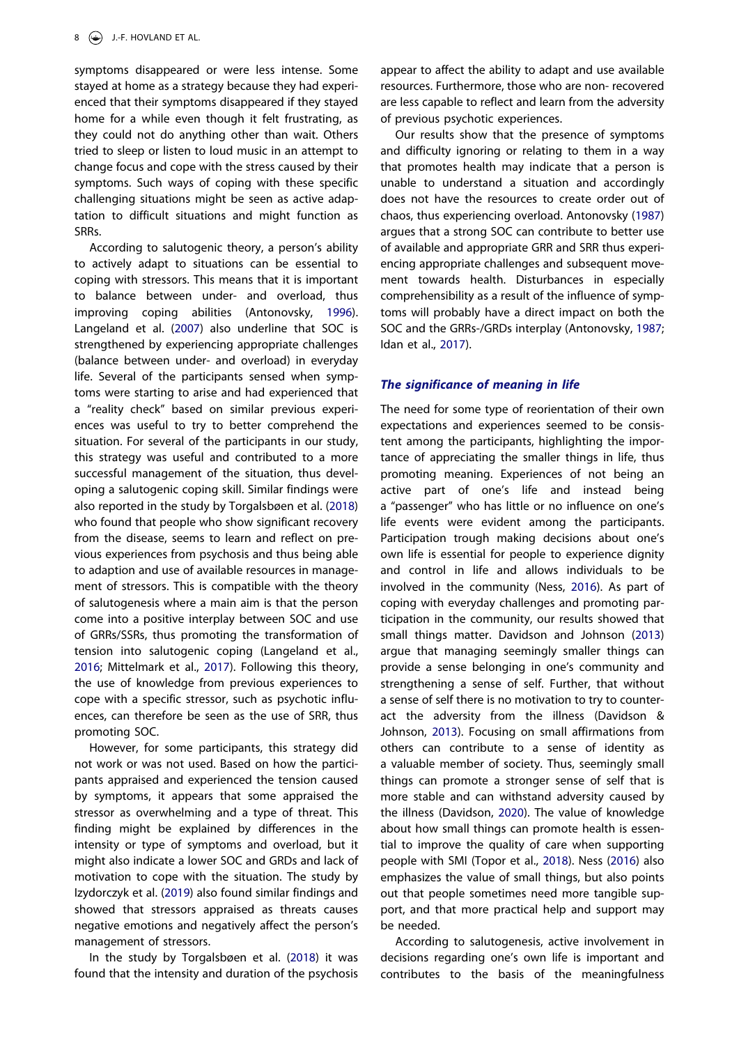symptoms disappeared or were less intense. Some stayed at home as a strategy because they had experienced that their symptoms disappeared if they stayed home for a while even though it felt frustrating, as they could not do anything other than wait. Others tried to sleep or listen to loud music in an attempt to change focus and cope with the stress caused by their symptoms. Such ways of coping with these specific challenging situations might be seen as active adaptation to difficult situations and might function as SRRs.

According to salutogenic theory, a person's ability to actively adapt to situations can be essential to coping with stressors. This means that it is important to balance between under- and overload, thus improving coping abilities (Antonovsky, 1996). Langeland et al. (2007) also underline that SOC is strengthened by experiencing appropriate challenges (balance between under- and overload) in everyday life. Several of the participants sensed when symptoms were starting to arise and had experienced that a "reality check" based on similar previous experiences was useful to try to better comprehend the situation. For several of the participants in our study, this strategy was useful and contributed to a more successful management of the situation, thus developing a salutogenic coping skill. Similar findings were also reported in the study by Torgalsbøen et al. (2018) who found that people who show significant recovery from the disease, seems to learn and reflect on previous experiences from psychosis and thus being able to adaption and use of available resources in management of stressors. This is compatible with the theory of salutogenesis where a main aim is that the person come into a positive interplay between SOC and use of GRRs/SSRs, thus promoting the transformation of tension into salutogenic coping (Langeland et al., 2016; Mittelmark et al., 2017). Following this theory, the use of knowledge from previous experiences to cope with a specific stressor, such as psychotic influences, can therefore be seen as the use of SRR, thus promoting SOC.

However, for some participants, this strategy did not work or was not used. Based on how the participants appraised and experienced the tension caused by symptoms, it appears that some appraised the stressor as overwhelming and a type of threat. This finding might be explained by differences in the intensity or type of symptoms and overload, but it might also indicate a lower SOC and GRDs and lack of motivation to cope with the situation. The study by Izydorczyk et al. (2019) also found similar findings and showed that stressors appraised as threats causes negative emotions and negatively affect the person's management of stressors.

In the study by Torgalsbøen et al. (2018) it was found that the intensity and duration of the psychosis appear to affect the ability to adapt and use available resources. Furthermore, those who are non- recovered are less capable to reflect and learn from the adversity of previous psychotic experiences.

Our results show that the presence of symptoms and difficulty ignoring or relating to them in a way that promotes health may indicate that a person is unable to understand a situation and accordingly does not have the resources to create order out of chaos, thus experiencing overload. Antonovsky (1987) argues that a strong SOC can contribute to better use of available and appropriate GRR and SRR thus experiencing appropriate challenges and subsequent movement towards health. Disturbances in especially comprehensibility as a result of the influence of symptoms will probably have a direct impact on both the SOC and the GRRs-/GRDs interplay (Antonovsky, 1987; Idan et al., 2017).

### *The significance of meaning in life*

The need for some type of reorientation of their own expectations and experiences seemed to be consistent among the participants, highlighting the importance of appreciating the smaller things in life, thus promoting meaning. Experiences of not being an active part of one's life and instead being a "passenger" who has little or no influence on one's life events were evident among the participants. Participation trough making decisions about one's own life is essential for people to experience dignity and control in life and allows individuals to be involved in the community (Ness, 2016). As part of coping with everyday challenges and promoting participation in the community, our results showed that small things matter. Davidson and Johnson (2013) argue that managing seemingly smaller things can provide a sense belonging in one's community and strengthening a sense of self. Further, that without a sense of self there is no motivation to try to counteract the adversity from the illness (Davidson & Johnson, 2013). Focusing on small affirmations from others can contribute to a sense of identity as a valuable member of society. Thus, seemingly small things can promote a stronger sense of self that is more stable and can withstand adversity caused by the illness (Davidson, 2020). The value of knowledge about how small things can promote health is essential to improve the quality of care when supporting people with SMI (Topor et al., 2018). Ness (2016) also emphasizes the value of small things, but also points out that people sometimes need more tangible support, and that more practical help and support may be needed.

According to salutogenesis, active involvement in decisions regarding one's own life is important and contributes to the basis of the meaningfulness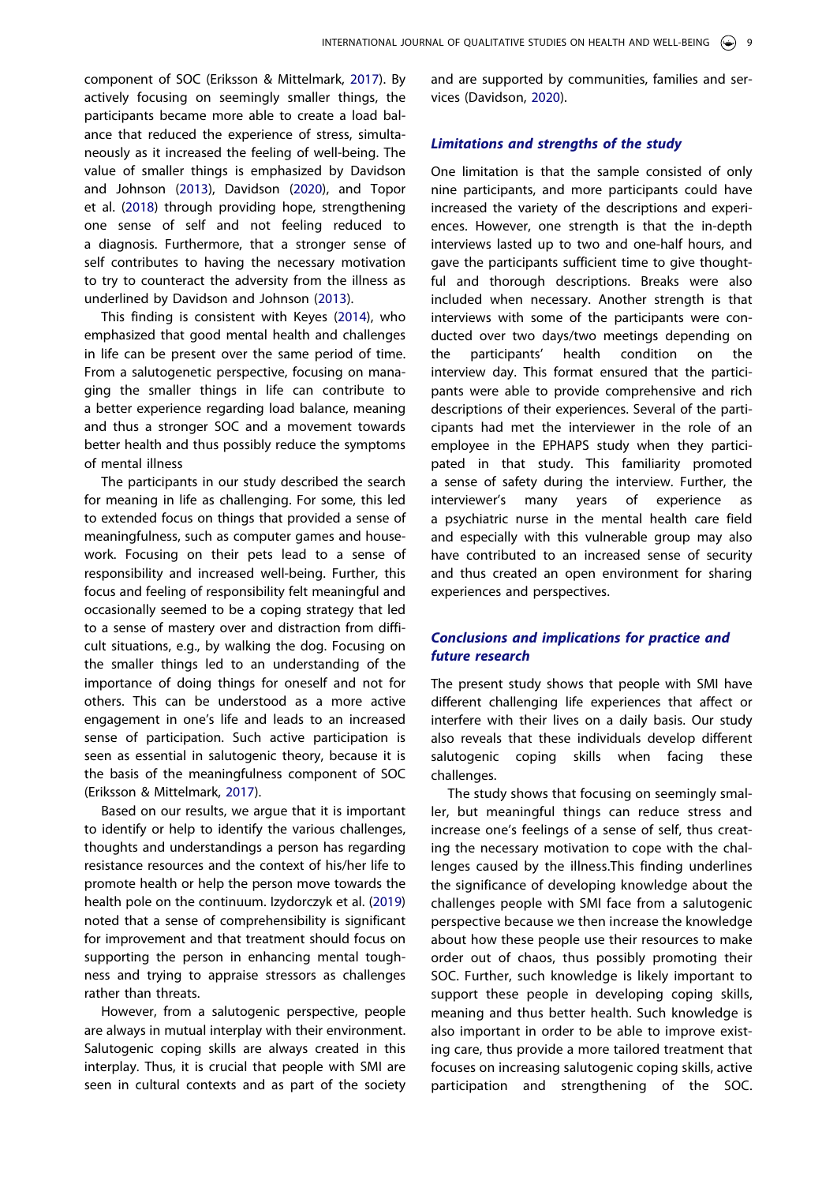component of SOC (Eriksson & Mittelmark, 2017). By actively focusing on seemingly smaller things, the participants became more able to create a load balance that reduced the experience of stress, simultaneously as it increased the feeling of well-being. The value of smaller things is emphasized by Davidson and Johnson (2013), Davidson (2020), and Topor et al. (2018) through providing hope, strengthening one sense of self and not feeling reduced to a diagnosis. Furthermore, that a stronger sense of self contributes to having the necessary motivation to try to counteract the adversity from the illness as underlined by Davidson and Johnson (2013).

This finding is consistent with Keyes (2014), who emphasized that good mental health and challenges in life can be present over the same period of time. From a salutogenetic perspective, focusing on managing the smaller things in life can contribute to a better experience regarding load balance, meaning and thus a stronger SOC and a movement towards better health and thus possibly reduce the symptoms of mental illness

The participants in our study described the search for meaning in life as challenging. For some, this led to extended focus on things that provided a sense of meaningfulness, such as computer games and housework. Focusing on their pets lead to a sense of responsibility and increased well-being. Further, this focus and feeling of responsibility felt meaningful and occasionally seemed to be a coping strategy that led to a sense of mastery over and distraction from difficult situations, e.g., by walking the dog. Focusing on the smaller things led to an understanding of the importance of doing things for oneself and not for others. This can be understood as a more active engagement in one's life and leads to an increased sense of participation. Such active participation is seen as essential in salutogenic theory, because it is the basis of the meaningfulness component of SOC (Eriksson & Mittelmark, 2017).

Based on our results, we argue that it is important to identify or help to identify the various challenges, thoughts and understandings a person has regarding resistance resources and the context of his/her life to promote health or help the person move towards the health pole on the continuum. Izydorczyk et al. (2019) noted that a sense of comprehensibility is significant for improvement and that treatment should focus on supporting the person in enhancing mental toughness and trying to appraise stressors as challenges rather than threats.

However, from a salutogenic perspective, people are always in mutual interplay with their environment. Salutogenic coping skills are always created in this interplay. Thus, it is crucial that people with SMI are seen in cultural contexts and as part of the society and are supported by communities, families and services (Davidson, 2020).

### Limitations and strengths of the study

One limitation is that the sample consisted of only nine participants, and more participants could have increased the variety of the descriptions and experiences. However, one strength is that the in-depth interviews lasted up to two and one-half hours, and gave the participants sufficient time to give thoughtful and thorough descriptions. Breaks were also included when necessary. Another strength is that interviews with some of the participants were conducted over two days/two meetings depending on the participants' health condition on the interview day. This format ensured that the participants were able to provide comprehensive and rich descriptions of their experiences. Several of the participants had met the interviewer in the role of an employee in the EPHAPS study when they participated in that study. This familiarity promoted a sense of safety during the interview. Further, the interviewer's many years of experience as a psychiatric nurse in the mental health care field and especially with this vulnerable group may also have contributed to an increased sense of security and thus created an open environment for sharing experiences and perspectives.

### Conclusions and implications for practice and future research

The present study shows that people with SMI have different challenging life experiences that affect or interfere with their lives on a daily basis. Our study also reveals that these individuals develop different salutogenic coping skills when facing these challenges.

The study shows that focusing on seemingly smaller, but meaningful things can reduce stress and increase one's feelings of a sense of self, thus creating the necessary motivation to cope with the challenges caused by the illness.This finding underlines the significance of developing knowledge about the challenges people with SMI face from a salutogenic perspective because we then increase the knowledge about how these people use their resources to make order out of chaos, thus possibly promoting their SOC. Further, such knowledge is likely important to support these people in developing coping skills, meaning and thus better health. Such knowledge is also important in order to be able to improve existing care, thus provide a more tailored treatment that focuses on increasing salutogenic coping skills, active participation and strengthening of the SOC.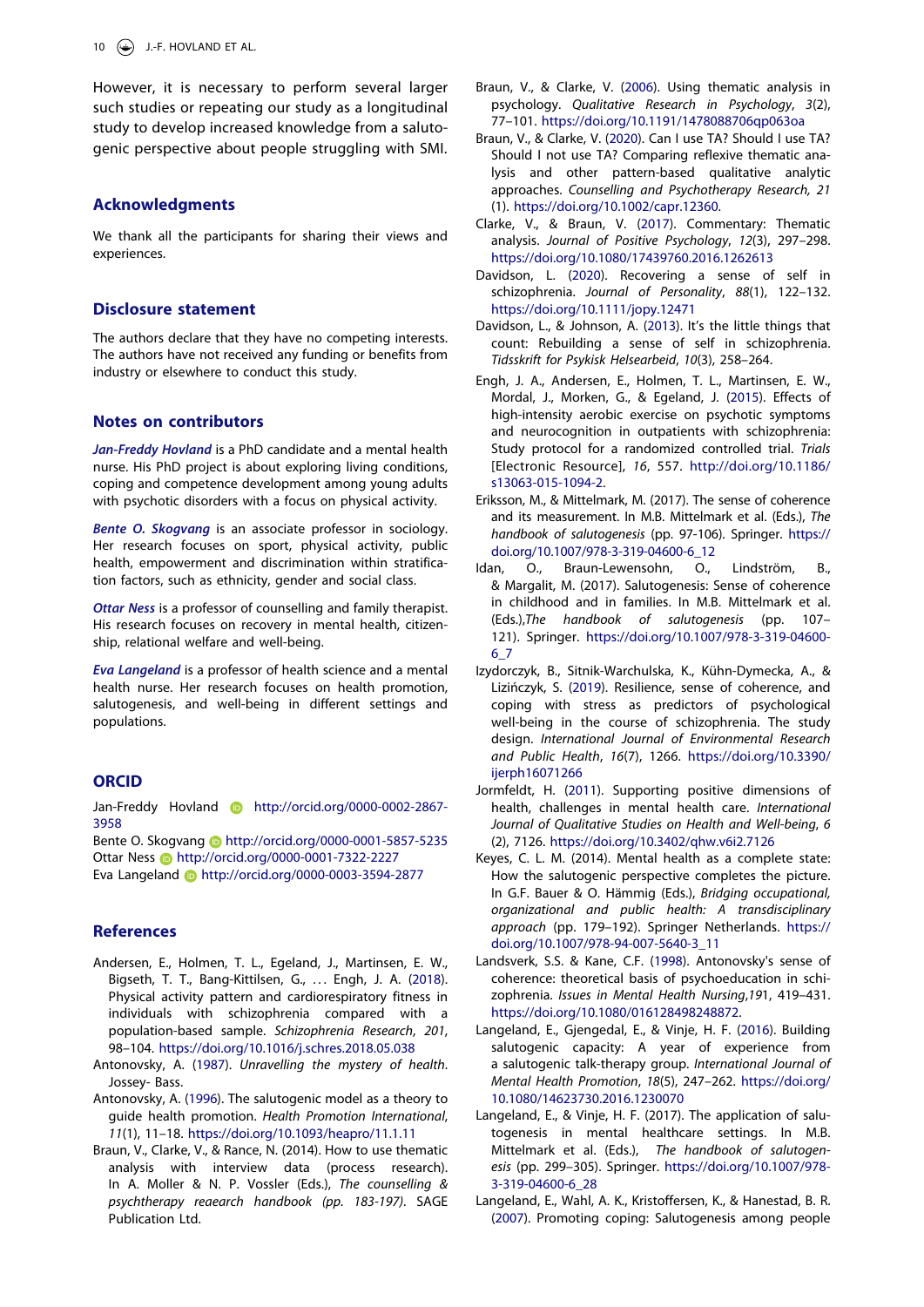However, it is necessary to perform several larger such studies or repeating our study as a longitudinal study to develop increased knowledge from a salutogenic perspective about people struggling with SMI.

## Acknowledgments

We thank all the participants for sharing their views and experiences.

## Disclosure statement

The authors declare that they have no competing interests. The authors have not received any funding or benefits from industry or elsewhere to conduct this study.

## Notes on contributors

***Jan-Freddy Hovland*** is a PhD candidate and a mental health nurse. His PhD project is about exploring living conditions, coping and competence development among young adults with psychotic disorders with a focus on physical activity.

***Bente O. Skogvang*** is an associate professor in sociology. Her research focuses on sport, physical activity, public health, empowerment and discrimination within stratification factors, such as ethnicity, gender and social class.

***Ottar Ness*** is a professor of counselling and family therapist. His research focuses on recovery in mental health, citizenship, relational welfare and well-being.

***Eva Langeland*** is a professor of health science and a mental health nurse. Her research focuses on health promotion, salutogenesis, and well-being in different settings and populations.

## ORCID

Jan-Freddy Hovland http://orcid.org/0000-0002-2867-3958
Bente O. Skogvang http://orcid.org/0000-0001-5857-5235
Ottar Ness http://orcid.org/0000-0001-7322-2227
Eva Langeland http://orcid.org/0000-0003-3594-2877

## References

Andersen, E., Holmen, T. L., Egeland, J., Martinsen, E. W., Bigseth, T. T., Bang-Kittilsen, G., … Engh, J. A. (2018). Physical activity pattern and cardiorespiratory fitness in individuals with schizophrenia compared with a population-based sample. *Schizophrenia Research*, *201*, 98–104. https://doi.org/10.1016/j.schres.2018.05.038

Antonovsky, A. (1987). *Unravelling the mystery of health*. Jossey- Bass.

Antonovsky, A. (1996). The salutogenic model as a theory to guide health promotion. *Health Promotion International*, *11*(1), 11–18. https://doi.org/10.1093/heapro/11.1.11

Braun, V., Clarke, V., & Rance, N. (2014). How to use thematic analysis with interview data (process research). In A. Moller & N. P. Vossler (Eds.), *The counselling & psychtherapy reaearch handbook (pp. 183-197)*. SAGE Publication Ltd.

Braun, V., & Clarke, V. (2006). Using thematic analysis in psychology. *Qualitative Research in Psychology*, *3*(2), 77–101. https://doi.org/10.1191/1478088706qp063oa

Braun, V., & Clarke, V. (2020). Can I use TA? Should I use TA? Should I not use TA? Comparing reflexive thematic analysis and other pattern-based qualitative analytic approaches. *Counselling and Psychotherapy Research, 21* (1). https://doi.org/10.1002/capr.12360.

Clarke, V., & Braun, V. (2017). Commentary: Thematic analysis. *Journal of Positive Psychology*, *12*(3), 297–298. https://doi.org/10.1080/17439760.2016.1262613

Davidson, L. (2020). Recovering a sense of self in schizophrenia. *Journal of Personality*, *88*(1), 122–132. https://doi.org/10.1111/jopy.12471

Davidson, L., & Johnson, A. (2013). It's the little things that count: Rebuilding a sense of self in schizophrenia. *Tidsskrift for Psykisk Helsearbeid*, *10*(3), 258–264.

Engh, J. A., Andersen, E., Holmen, T. L., Martinsen, E. W., Mordal, J., Morken, G., & Egeland, J. (2015). Effects of high-intensity aerobic exercise on psychotic symptoms and neurocognition in outpatients with schizophrenia: Study protocol for a randomized controlled trial. *Trials* [Electronic Resource], *16*, 557. http://doi.org/10.1186/s13063-015-1094-2.

Eriksson, M., & Mittelmark, M. (2017). The sense of coherence and its measurement. In M.B. Mittelmark et al. (Eds.), *The handbook of salutogenesis* (pp. 97-106). Springer. https://doi.org/10.1007/978-3-319-04600-6_12

Idan, O., Braun-Lewensohn, O., Lindström, B., & Margalit, M. (2017). Salutogenesis: Sense of coherence in childhood and in families. In M.B. Mittelmark et al. (Eds.),*The handbook of salutogenesis* (pp. 107–121). Springer. https://doi.org/10.1007/978-3-319-04600-6_7

Izydorczyk, B., Sitnik-Warchulska, K., Kühn-Dymecka, A., & Lizińczyk, S. (2019). Resilience, sense of coherence, and coping with stress as predictors of psychological well-being in the course of schizophrenia. The study design. *International Journal of Environmental Research and Public Health*, *16*(7), 1266. https://doi.org/10.3390/ijerph16071266

Jormfeldt, H. (2011). Supporting positive dimensions of health, challenges in mental health care. *International Journal of Qualitative Studies on Health and Well-being*, *6* (2), 7126. https://doi.org/10.3402/qhw.v6i2.7126

Keyes, C. L. M. (2014). Mental health as a complete state: How the salutogenic perspective completes the picture. In G.F. Bauer & O. Hämmig (Eds.), *Bridging occupational, organizational and public health: A transdisciplinary approach* (pp. 179–192). Springer Netherlands. https://doi.org/10.1007/978-94-007-5640-3_11

Landsverk, S.S. & Kane, C.F. (1998). Antonovsky's sense of coherence: theoretical basis of psychoeducation in schizophrenia. *Issues in Mental Health Nursing*,*19*1, 419–431. https://doi.org/10.1080/016128498248872.

Langeland, E., Gjengedal, E., & Vinje, H. F. (2016). Building salutogenic capacity: A year of experience from a salutogenic talk-therapy group. *International Journal of Mental Health Promotion*, *18*(5), 247–262. https://doi.org/10.1080/14623730.2016.1230070

Langeland, E., & Vinje, H. F. (2017). The application of salutogenesis in mental healthcare settings. In M.B. Mittelmark et al. (Eds.), *The handbook of salutogenesis* (pp. 299–305). Springer. https://doi.org/10.1007/978-3-319-04600-6_28

Langeland, E., Wahl, A. K., Kristoffersen, K., & Hanestad, B. R. (2007). Promoting coping: Salutogenesis among people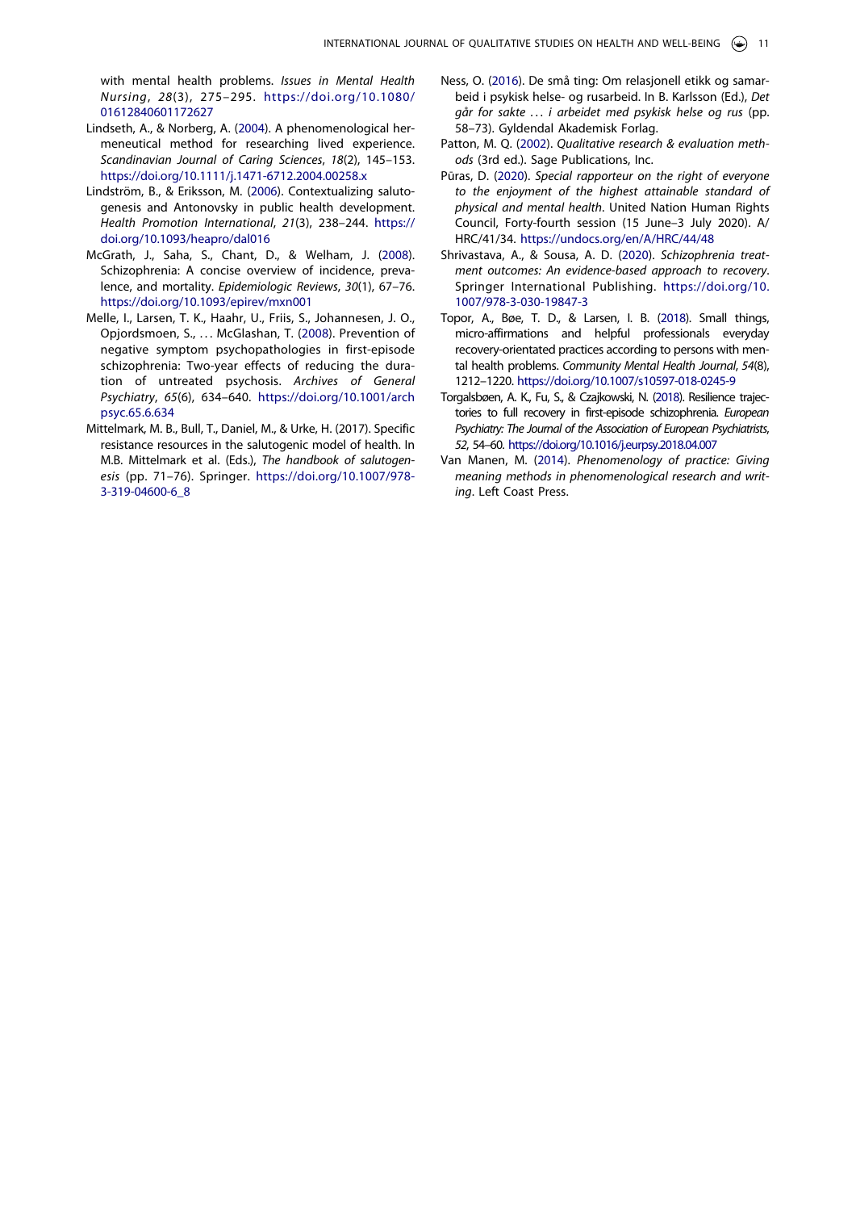with mental health problems. *Issues in Mental Health Nursing*, *28*(3), 275–295. https://doi.org/10.1080/01612840601172627

Lindseth, A., & Norberg, A. (2004). A phenomenological hermeneutical method for researching lived experience. *Scandinavian Journal of Caring Sciences*, *18*(2), 145–153. https://doi.org/10.1111/j.1471-6712.2004.00258.x

Lindström, B., & Eriksson, M. (2006). Contextualizing salutogenesis and Antonovsky in public health development. *Health Promotion International*, *21*(3), 238–244. https://doi.org/10.1093/heapro/dal016

McGrath, J., Saha, S., Chant, D., & Welham, J. (2008). Schizophrenia: A concise overview of incidence, prevalence, and mortality. *Epidemiologic Reviews*, *30*(1), 67–76. https://doi.org/10.1093/epirev/mxn001

Melle, I., Larsen, T. K., Haahr, U., Friis, S., Johannesen, J. O., Opjordsmoen, S., … McGlashan, T. (2008). Prevention of negative symptom psychopathologies in first-episode schizophrenia: Two-year effects of reducing the duration of untreated psychosis. *Archives of General Psychiatry*, *65*(6), 634–640. https://doi.org/10.1001/archpsyc.65.6.634

Mittelmark, M. B., Bull, T., Daniel, M., & Urke, H. (2017). Specific resistance resources in the salutogenic model of health. In M.B. Mittelmark et al. (Eds.), *The handbook of salutogenesis* (pp. 71–76). Springer. https://doi.org/10.1007/978-3-319-04600-6_8

Ness, O. (2016). De små ting: Om relasjonell etikk og samarbeid i psykisk helse- og rusarbeid. In B. Karlsson (Ed.), *Det går for sakte … i arbeidet med psykisk helse og rus* (pp. 58–73). Gyldendal Akademisk Forlag.

Patton, M. Q. (2002). *Qualitative research & evaluation methods* (3rd ed.). Sage Publications, Inc.

Pūras, D. (2020). *Special rapporteur on the right of everyone to the enjoyment of the highest attainable standard of physical and mental health*. United Nation Human Rights Council, Forty-fourth session (15 June–3 July 2020). A/HRC/41/34. https://undocs.org/en/A/HRC/44/48

Shrivastava, A., & Sousa, A. D. (2020). *Schizophrenia treatment outcomes: An evidence-based approach to recovery*. Springer International Publishing. https://doi.org/10.1007/978-3-030-19847-3

Topor, A., Bøe, T. D., & Larsen, I. B. (2018). Small things, micro-affirmations and helpful professionals everyday recovery-orientated practices according to persons with mental health problems. *Community Mental Health Journal*, *54*(8), 1212–1220. https://doi.org/10.1007/s10597-018-0245-9

Torgalsbøen, A. K., Fu, S., & Czajkowski, N. (2018). Resilience trajectories to full recovery in first-episode schizophrenia. *European Psychiatry: The Journal of the Association of European Psychiatrists*, *52*, 54–60. https://doi.org/10.1016/j.eurpsy.2018.04.007

Van Manen, M. (2014). *Phenomenology of practice: Giving meaning methods in phenomenological research and writing*. Left Coast Press.